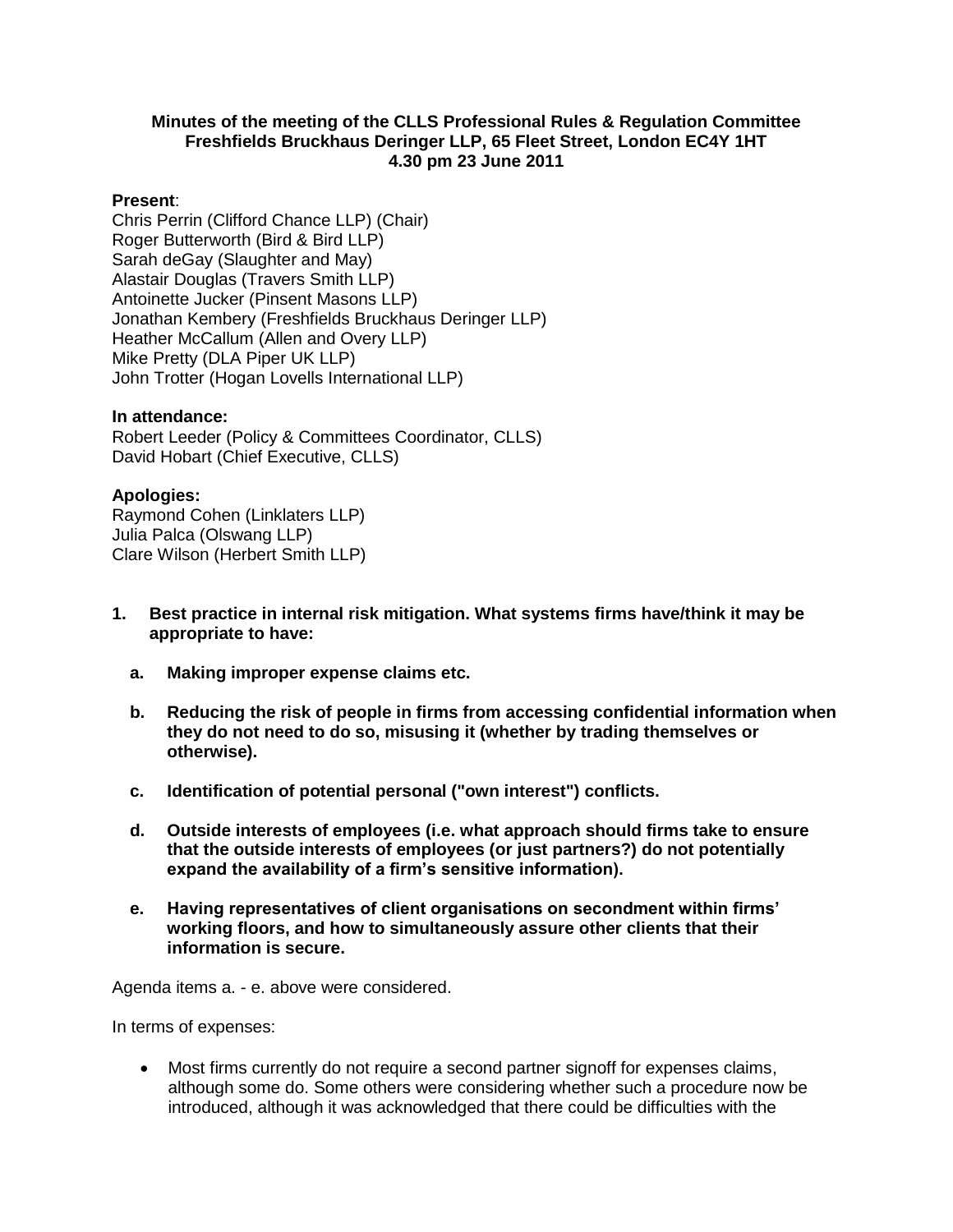**Minutes of the meeting of the CLLS Professional Rules & Regulation Committee**
**Freshfields Bruckhaus Deringer LLP, 65 Fleet Street, London EC4Y 1HT**
**4.30 pm 23 June 2011**

**Present**:
Chris Perrin (Clifford Chance LLP) (Chair)
Roger Butterworth (Bird & Bird LLP)
Sarah deGay (Slaughter and May)
Alastair Douglas (Travers Smith LLP)
Antoinette Jucker (Pinsent Masons LLP)
Jonathan Kembery (Freshfields Bruckhaus Deringer LLP)
Heather McCallum (Allen and Overy LLP)
Mike Pretty (DLA Piper UK LLP)
John Trotter (Hogan Lovells International LLP)

**In attendance:**
Robert Leeder (Policy & Committees Coordinator, CLLS)
David Hobart (Chief Executive, CLLS)

**Apologies:**
Raymond Cohen (Linklaters LLP)
Julia Palca (Olswang LLP)
Clare Wilson (Herbert Smith LLP)

1. **Best practice in internal risk mitigation. What systems firms have/think it may be appropriate to have:**
   a. **Making improper expense claims etc.**
   b. **Reducing the risk of people in firms from accessing confidential information when they do not need to do so, misusing it (whether by trading themselves or otherwise).**
   c. **Identification of potential personal ("own interest") conflicts.**
   d. **Outside interests of employees (i.e. what approach should firms take to ensure that the outside interests of employees (or just partners?) do not potentially expand the availability of a firm's sensitive information).**
   e. **Having representatives of client organisations on secondment within firms' working floors, and how to simultaneously assure other clients that their information is secure.**

Agenda items a. - e. above were considered.

In terms of expenses:

- Most firms currently do not require a second partner signoff for expenses claims, although some do. Some others were considering whether such a procedure now be introduced, although it was acknowledged that there could be difficulties with the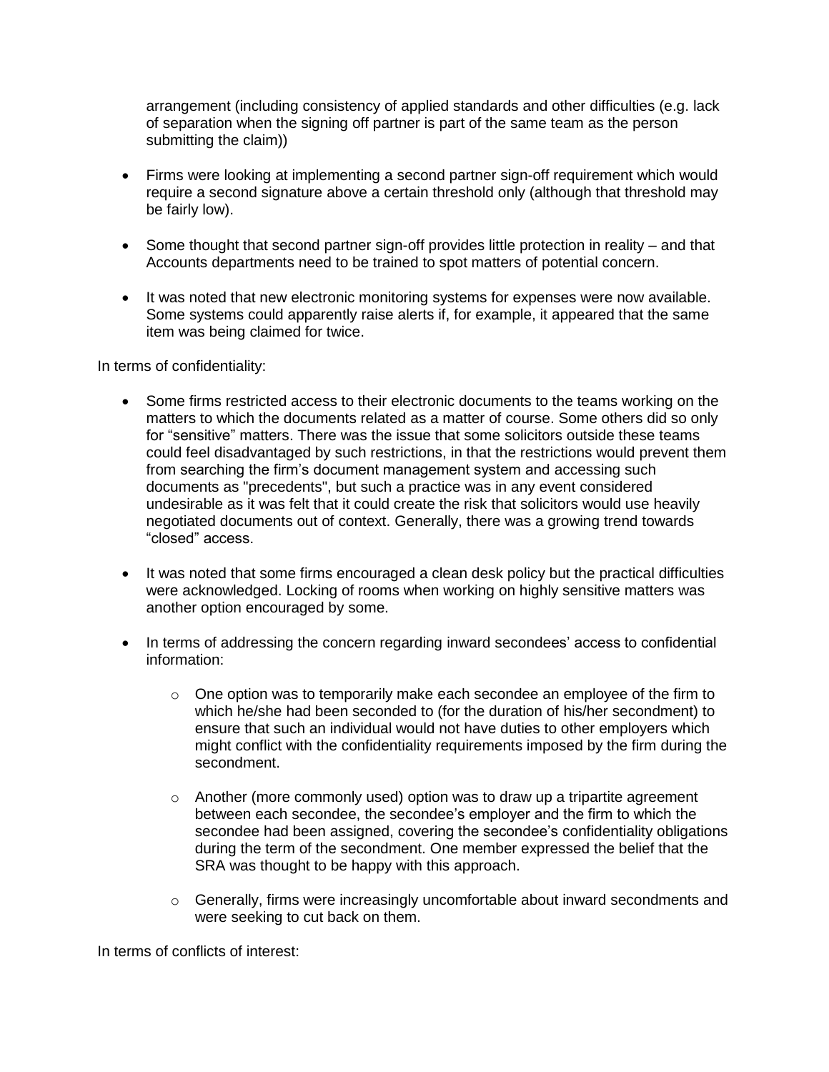arrangement (including consistency of applied standards and other difficulties (e.g. lack of separation when the signing off partner is part of the same team as the person submitting the claim))

- Firms were looking at implementing a second partner sign-off requirement which would require a second signature above a certain threshold only (although that threshold may be fairly low).

- Some thought that second partner sign-off provides little protection in reality – and that Accounts departments need to be trained to spot matters of potential concern.

- It was noted that new electronic monitoring systems for expenses were now available. Some systems could apparently raise alerts if, for example, it appeared that the same item was being claimed for twice.

In terms of confidentiality:

- Some firms restricted access to their electronic documents to the teams working on the matters to which the documents related as a matter of course. Some others did so only for "sensitive" matters. There was the issue that some solicitors outside these teams could feel disadvantaged by such restrictions, in that the restrictions would prevent them from searching the firm's document management system and accessing such documents as "precedents", but such a practice was in any event considered undesirable as it was felt that it could create the risk that solicitors would use heavily negotiated documents out of context. Generally, there was a growing trend towards "closed" access.

- It was noted that some firms encouraged a clean desk policy but the practical difficulties were acknowledged. Locking of rooms when working on highly sensitive matters was another option encouraged by some.

- In terms of addressing the concern regarding inward secondees' access to confidential information:

    - One option was to temporarily make each secondee an employee of the firm to which he/she had been seconded to (for the duration of his/her secondment) to ensure that such an individual would not have duties to other employers which might conflict with the confidentiality requirements imposed by the firm during the secondment.

    - Another (more commonly used) option was to draw up a tripartite agreement between each secondee, the secondee's employer and the firm to which the secondee had been assigned, covering the secondee's confidentiality obligations during the term of the secondment. One member expressed the belief that the SRA was thought to be happy with this approach.

    - Generally, firms were increasingly uncomfortable about inward secondments and were seeking to cut back on them.

In terms of conflicts of interest: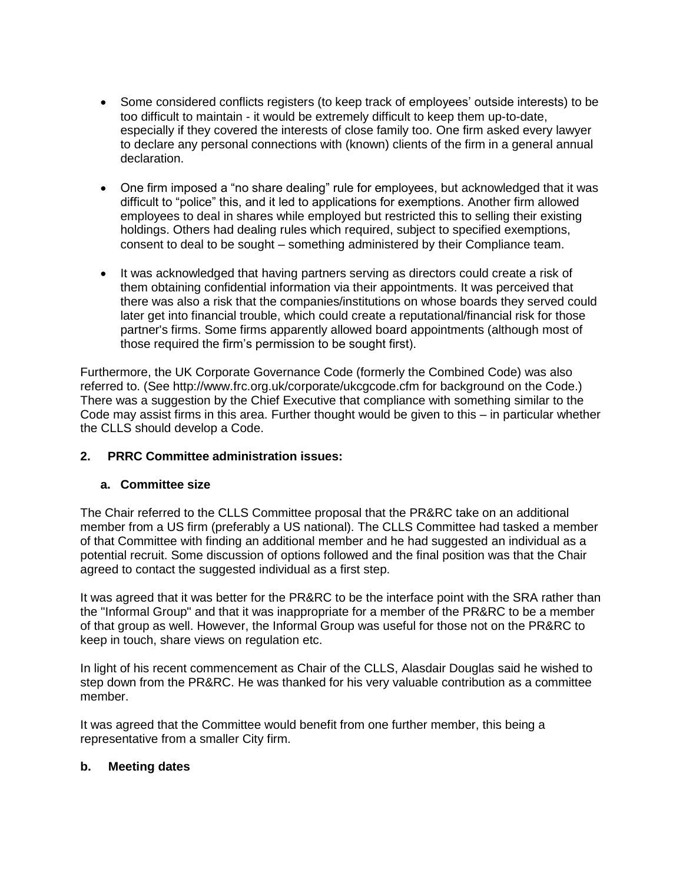- Some considered conflicts registers (to keep track of employees' outside interests) to be too difficult to maintain - it would be extremely difficult to keep them up-to-date, especially if they covered the interests of close family too. One firm asked every lawyer to declare any personal connections with (known) clients of the firm in a general annual declaration.

- One firm imposed a "no share dealing" rule for employees, but acknowledged that it was difficult to "police" this, and it led to applications for exemptions. Another firm allowed employees to deal in shares while employed but restricted this to selling their existing holdings. Others had dealing rules which required, subject to specified exemptions, consent to deal to be sought – something administered by their Compliance team.

- It was acknowledged that having partners serving as directors could create a risk of them obtaining confidential information via their appointments. It was perceived that there was also a risk that the companies/institutions on whose boards they served could later get into financial trouble, which could create a reputational/financial risk for those partner's firms. Some firms apparently allowed board appointments (although most of those required the firm's permission to be sought first).

Furthermore, the UK Corporate Governance Code (formerly the Combined Code) was also referred to. (See http://www.frc.org.uk/corporate/ukcgcode.cfm for background on the Code.) There was a suggestion by the Chief Executive that compliance with something similar to the Code may assist firms in this area. Further thought would be given to this – in particular whether the CLLS should develop a Code.

## 2. PRRC Committee administration issues:

### a. Committee size

The Chair referred to the CLLS Committee proposal that the PR&RC take on an additional member from a US firm (preferably a US national). The CLLS Committee had tasked a member of that Committee with finding an additional member and he had suggested an individual as a potential recruit. Some discussion of options followed and the final position was that the Chair agreed to contact the suggested individual as a first step.

It was agreed that it was better for the PR&RC to be the interface point with the SRA rather than the "Informal Group" and that it was inappropriate for a member of the PR&RC to be a member of that group as well. However, the Informal Group was useful for those not on the PR&RC to keep in touch, share views on regulation etc.

In light of his recent commencement as Chair of the CLLS, Alasdair Douglas said he wished to step down from the PR&RC. He was thanked for his very valuable contribution as a committee member.

It was agreed that the Committee would benefit from one further member, this being a representative from a smaller City firm.

### b. Meeting dates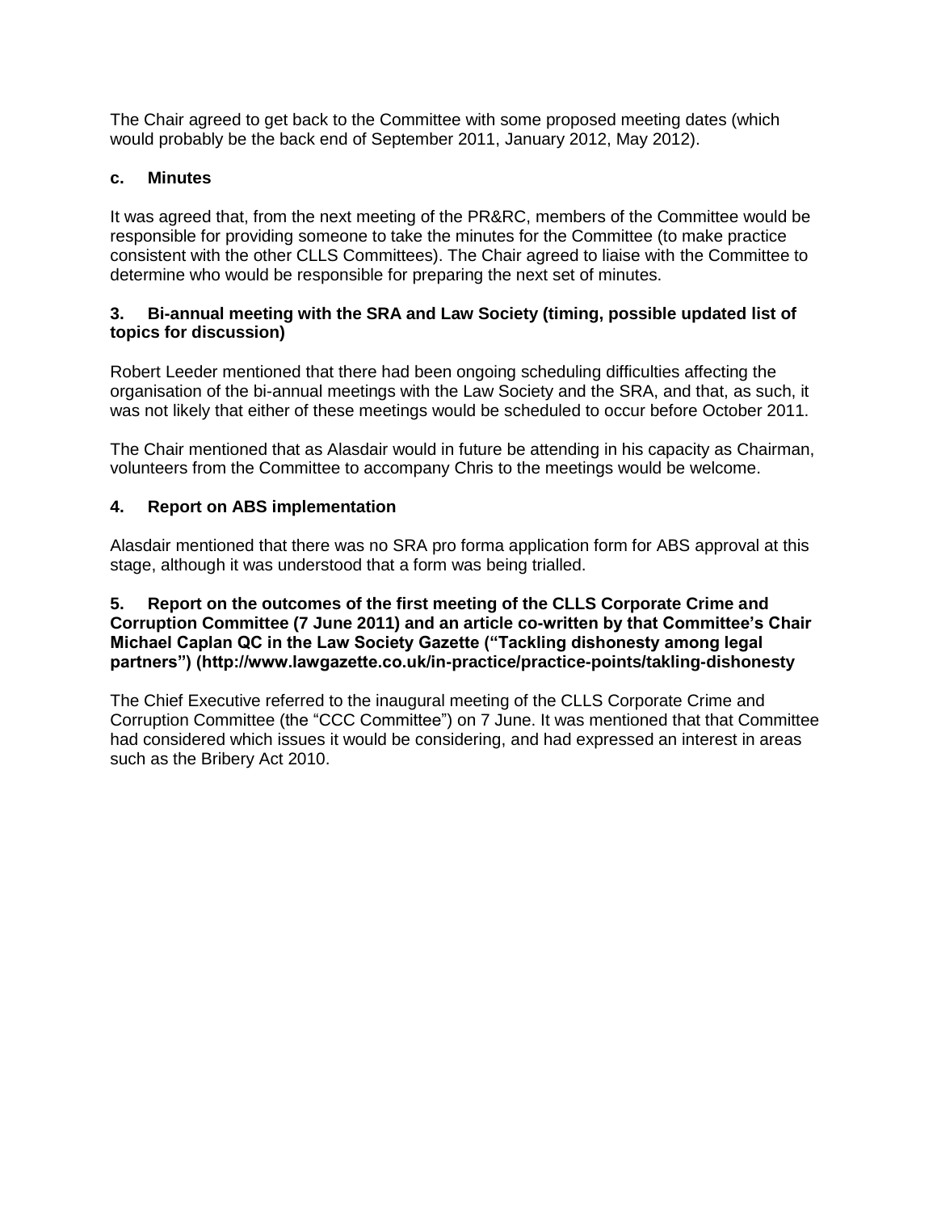The Chair agreed to get back to the Committee with some proposed meeting dates (which would probably be the back end of September 2011, January 2012, May 2012).

**c. Minutes**

It was agreed that, from the next meeting of the PR&RC, members of the Committee would be responsible for providing someone to take the minutes for the Committee (to make practice consistent with the other CLLS Committees). The Chair agreed to liaise with the Committee to determine who would be responsible for preparing the next set of minutes.

**3. Bi-annual meeting with the SRA and Law Society (timing, possible updated list of topics for discussion)**

Robert Leeder mentioned that there had been ongoing scheduling difficulties affecting the organisation of the bi-annual meetings with the Law Society and the SRA, and that, as such, it was not likely that either of these meetings would be scheduled to occur before October 2011.

The Chair mentioned that as Alasdair would in future be attending in his capacity as Chairman, volunteers from the Committee to accompany Chris to the meetings would be welcome.

**4. Report on ABS implementation**

Alasdair mentioned that there was no SRA pro forma application form for ABS approval at this stage, although it was understood that a form was being trialled.

**5. Report on the outcomes of the first meeting of the CLLS Corporate Crime and Corruption Committee (7 June 2011) and an article co-written by that Committee's Chair Michael Caplan QC in the Law Society Gazette ("Tackling dishonesty among legal partners") (http://www.lawgazette.co.uk/in-practice/practice-points/takling-dishonesty**

The Chief Executive referred to the inaugural meeting of the CLLS Corporate Crime and Corruption Committee (the "CCC Committee") on 7 June. It was mentioned that that Committee had considered which issues it would be considering, and had expressed an interest in areas such as the Bribery Act 2010.